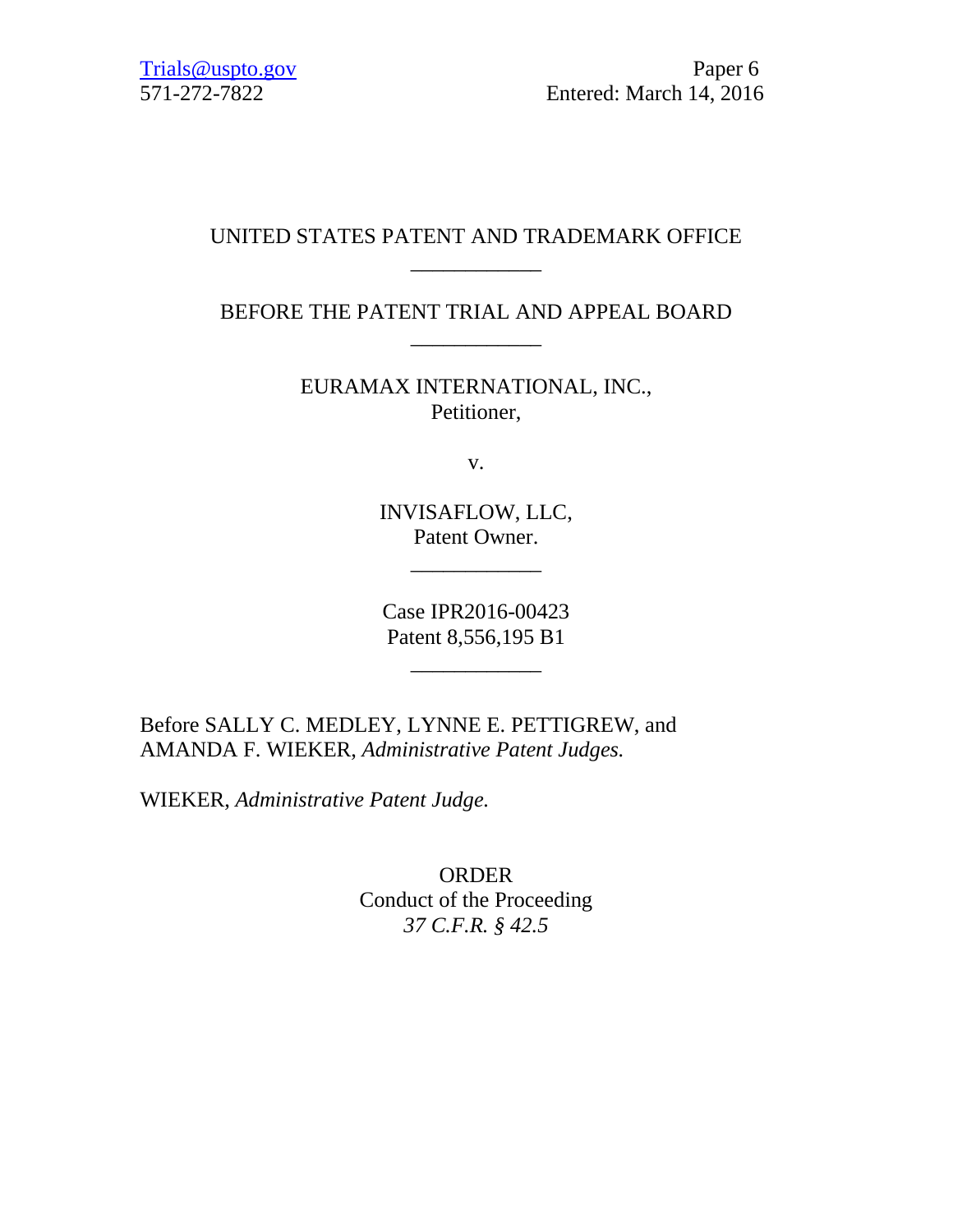Trials@uspto.gov
571-272-7822

Paper 6
Entered: March 14, 2016

UNITED STATES PATENT AND TRADEMARK OFFICE

____________

BEFORE THE PATENT TRIAL AND APPEAL BOARD

____________

EURAMAX INTERNATIONAL, INC.,
Petitioner,

v.

INVISAFLOW, LLC,
Patent Owner.

____________

Case IPR2016-00423
Patent 8,556,195 B1

____________

Before SALLY C. MEDLEY, LYNNE E. PETTIGREW, and AMANDA F. WIEKER, *Administrative Patent Judges.*

WIEKER, *Administrative Patent Judge.*

ORDER
Conduct of the Proceeding
*37 C.F.R. § 42.5*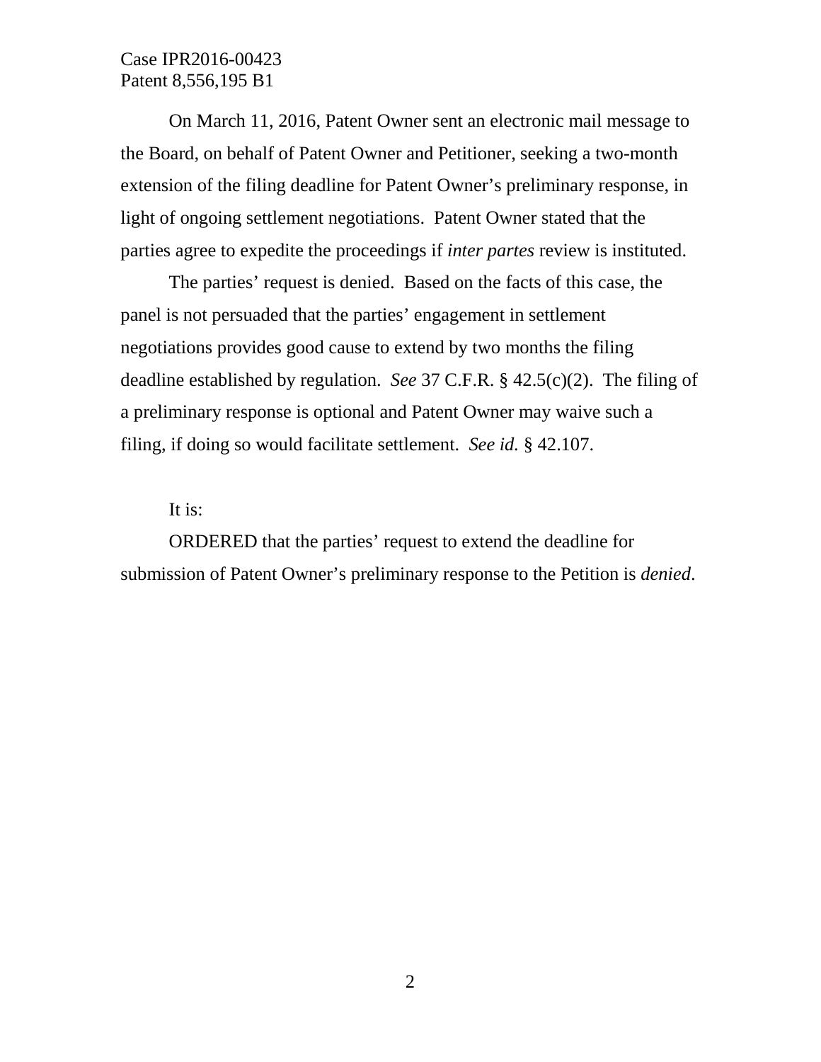On March 11, 2016, Patent Owner sent an electronic mail message to the Board, on behalf of Patent Owner and Petitioner, seeking a two-month extension of the filing deadline for Patent Owner's preliminary response, in light of ongoing settlement negotiations. Patent Owner stated that the parties agree to expedite the proceedings if *inter partes* review is instituted.

The parties' request is denied. Based on the facts of this case, the panel is not persuaded that the parties' engagement in settlement negotiations provides good cause to extend by two months the filing deadline established by regulation. *See* 37 C.F.R. § 42.5(c)(2). The filing of a preliminary response is optional and Patent Owner may waive such a filing, if doing so would facilitate settlement. *See id.* § 42.107.

It is:

ORDERED that the parties' request to extend the deadline for submission of Patent Owner's preliminary response to the Petition is *denied*.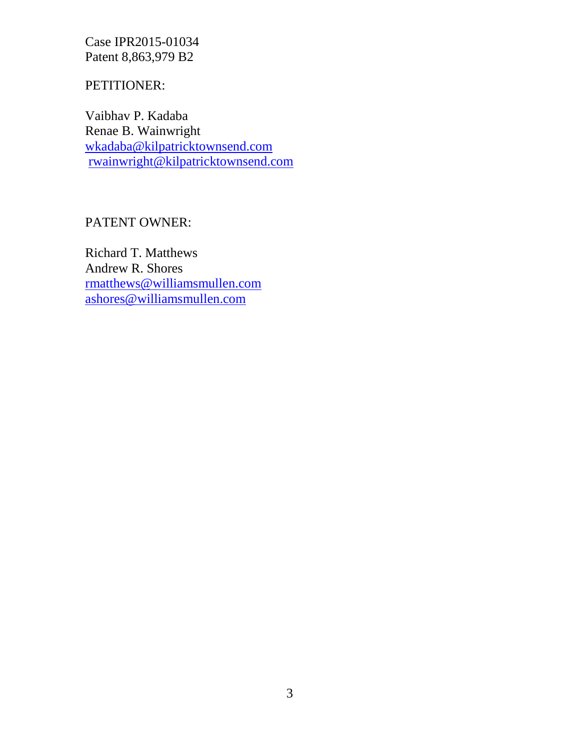Case IPR2015-01034
Patent 8,863,979 B2

PETITIONER:

Vaibhav P. Kadaba
Renae B. Wainwright
wkadaba@kilpatricktownsend.com
rwainwright@kilpatricktownsend.com

PATENT OWNER:

Richard T. Matthews
Andrew R. Shores
rmatthews@williamsmullen.com
ashores@williamsmullen.com